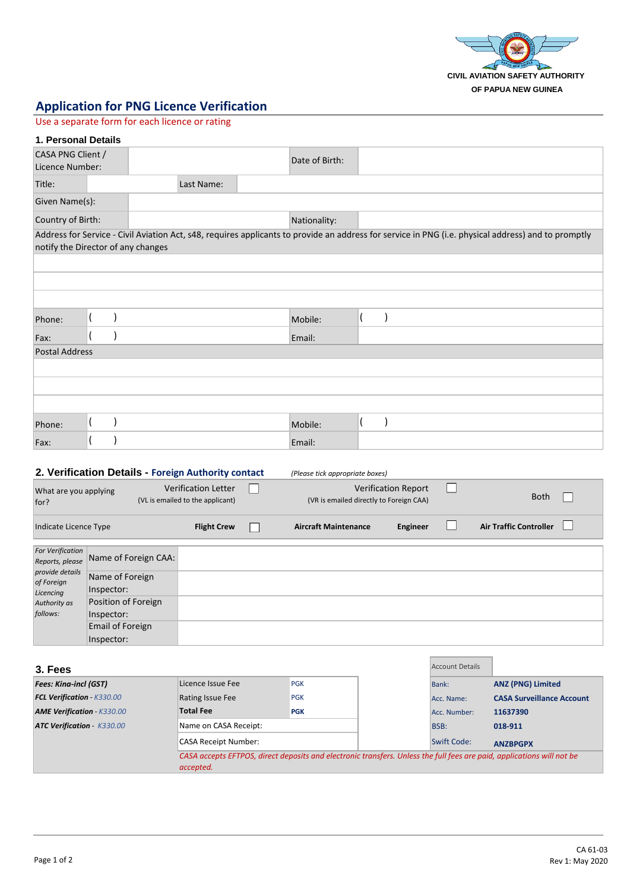CIVIL AVIATION SAFETY AUTHORITY
OF PAPUA NEW GUINEA

# Application for PNG Licence Verification

Use a separate form for each licence or rating

## 1. Personal Details

| CASA PNG Client / Licence Number: | | | Date of Birth: | |
|---|---|---|---|---|
| Title: | | Last Name: | | |
| Given Name(s): | | | | |
| Country of Birth: | | | Nationality: | |

Address for Service - Civil Aviation Act, s48, requires applicants to provide an address for service in PNG (i.e. physical address) and to promptly notify the Director of any changes

| | | | |
|---|---|---|---|
| | | | |
| | | | |
| | | | |
| Phone: | ( ) | Mobile: | ( ) |
| Fax: | ( ) | Email: | |

Postal Address

| | | | |
|---|---|---|---|
| | | | |
| | | | |
| | | | |
| Phone: | ( ) | Mobile: | ( ) |
| Fax: | ( ) | Email: | |

## 2. Verification Details - Foreign Authority contact

*(Please tick appropriate boxes)*

| What are you applying for? | Verification Letter (VL is emailed to the applicant) ☐ | Verification Report (VR is emailed directly to Foreign CAA) ☐ | Both ☐ |
|---|---|---|---|
| Indicate Licence Type | **Flight Crew** ☐ | **Aircraft Maintenance Engineer** ☐ | **Air Traffic Controller** ☐ |

| *For Verification Reports, please provide details of Foreign Licencing Authority as follows:* | | |
|---|---|---|
| | Name of Foreign CAA: | |
| | Name of Foreign Inspector: | |
| | Position of Foreign Inspector: | |
| | Email of Foreign Inspector: | |

## 3. Fees

| **Fees: Kina-incl (GST)** | Licence Issue Fee | PGK | Account Details | |
|---|---|---|---|---|
| ***FCL Verification*** - *K330.00* | Rating Issue Fee | PGK | Bank: | **ANZ (PNG) Limited** |
| ***AME Verification*** - *K330.00* | **Total Fee** | **PGK** | Acc. Name: | **CASA Surveillance Account** |
| ***ATC Verification*** - *K330.00* | Name on CASA Receipt: | | Acc. Number: | **11637390** |
| | CASA Receipt Number: | | BSB: | **018-911** |
| | | | Swift Code: | **ANZBPGPX** |

*CASA accepts EFTPOS, direct deposits and electronic transfers. Unless the full fees are paid, applications will not be accepted.*

CA 61-03
Rev 1: May 2020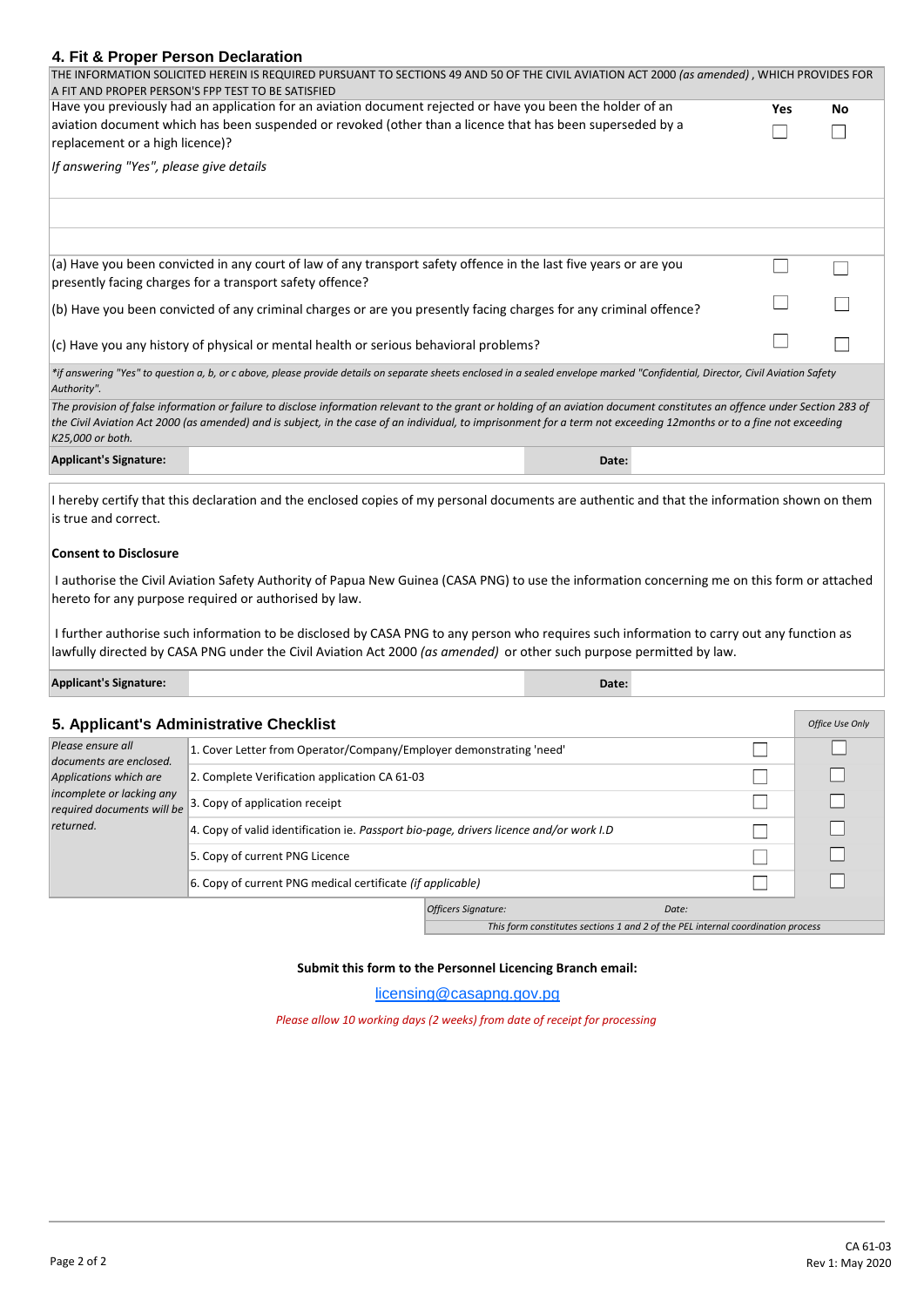## 4. Fit & Proper Person Declaration

THE INFORMATION SOLICITED HEREIN IS REQUIRED PURSUANT TO SECTIONS 49 AND 50 OF THE CIVIL AVIATION ACT 2000 *(as amended)*, WHICH PROVIDES FOR A FIT AND PROPER PERSON'S FPP TEST TO BE SATISFIED

| | Yes | No |
|---|---|---|
| Have you previously had an application for an aviation document rejected or have you been the holder of an aviation document which has been suspended or revoked (other than a licence that has been superseded by a replacement or a high licence)? | ☐ | ☐ |

*If answering "Yes", please give details*

| | Yes | No |
|---|---|---|
| (a) Have you been convicted in any court of law of any transport safety offence in the last five years or are you presently facing charges for a transport safety offence? | ☐ | ☐ |
| (b) Have you been convicted of any criminal charges or are you presently facing charges for any criminal offence? | ☐ | ☐ |
| (c) Have you any history of physical or mental health or serious behavioral problems? | ☐ | ☐ |

*\*if answering "Yes" to question a, b, or c above, please provide details on separate sheets enclosed in a sealed envelope marked "Confidential, Director, Civil Aviation Safety Authority".*

*The provision of false information or failure to disclose information relevant to the grant or holding of an aviation document constitutes an offence under Section 283 of the Civil Aviation Act 2000 (as amended) and is subject, in the case of an individual, to imprisonment for a term not exceeding 12months or to a fine not exceeding K25,000 or both.*

**Applicant's Signature:** &nbsp;&nbsp;&nbsp;&nbsp; **Date:**

I hereby certify that this declaration and the enclosed copies of my personal documents are authentic and that the information shown on them is true and correct.

**Consent to Disclosure**

I authorise the Civil Aviation Safety Authority of Papua New Guinea (CASA PNG) to use the information concerning me on this form or attached hereto for any purpose required or authorised by law.

I further authorise such information to be disclosed by CASA PNG to any person who requires such information to carry out any function as lawfully directed by CASA PNG under the Civil Aviation Act 2000 *(as amended)* or other such purpose permitted by law.

**Applicant's Signature:** &nbsp;&nbsp;&nbsp;&nbsp; **Date:**

## 5. Applicant's Administrative Checklist

| | | | *Office Use Only* |
|---|---|---|---|
| *Please ensure all documents are enclosed. Applications which are incomplete or lacking any required documents will be returned.* | 1. Cover Letter from Operator/Company/Employer demonstrating 'need' | ☐ | ☐ |
| | 2. Complete Verification application CA 61-03 | ☐ | ☐ |
| | 3. Copy of application receipt | ☐ | ☐ |
| | 4. Copy of valid identification ie. *Passport bio-page, drivers licence and/or work I.D* | ☐ | ☐ |
| | 5. Copy of current PNG Licence | ☐ | ☐ |
| | 6. Copy of current PNG medical certificate *(if applicable)* | ☐ | ☐ |

*Officers Signature:* &nbsp;&nbsp;&nbsp;&nbsp; *Date:*

*This form constitutes sections 1 and 2 of the PEL internal coordination process*

**Submit this form to the Personnel Licencing Branch email:**

licensing@casapng.gov.pg

*Please allow 10 working days (2 weeks) from date of receipt for processing*

CA 61-03
Rev 1: May 2020